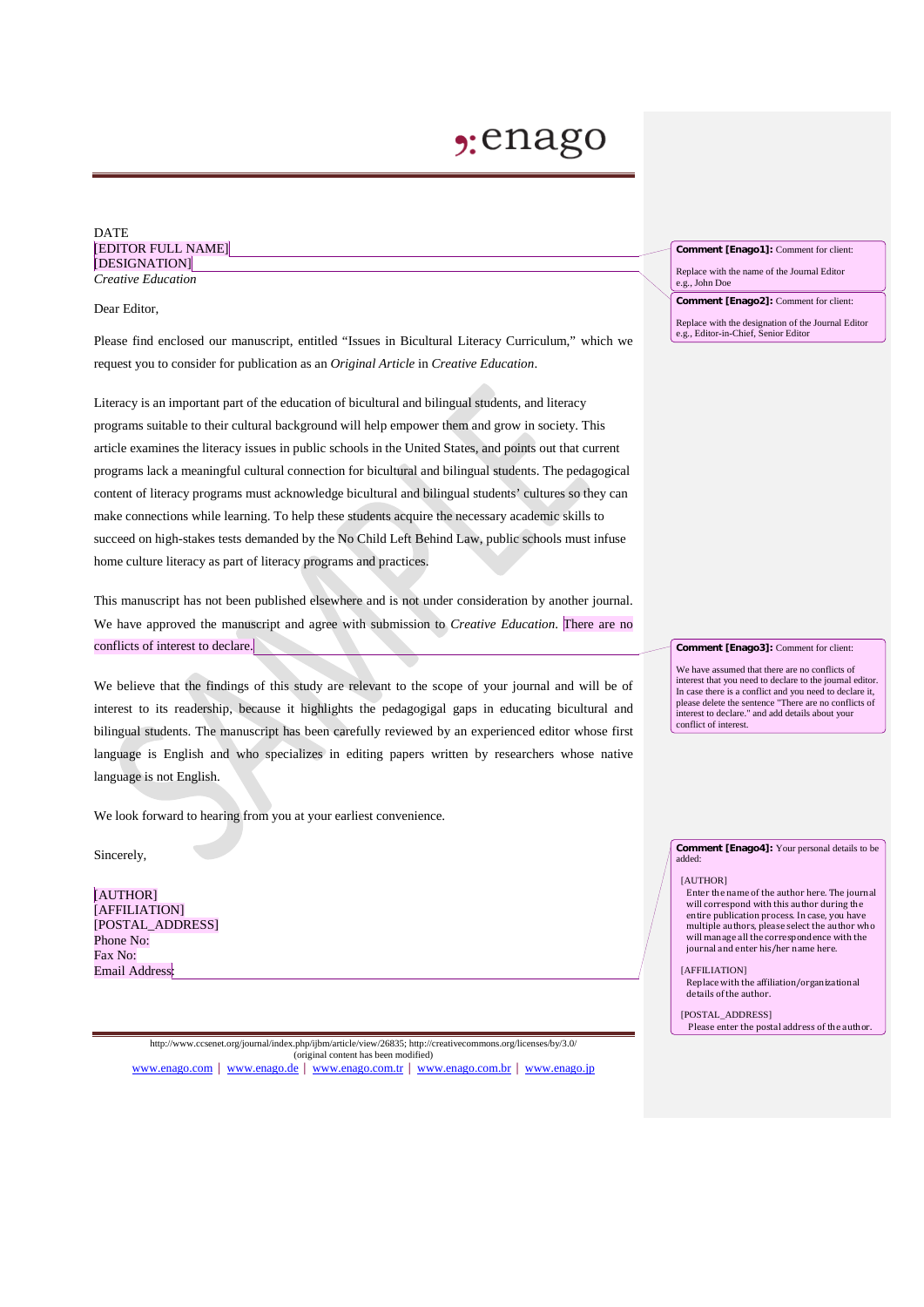DATE
[EDITOR FULL NAME]
[DESIGNATION]
*Creative Education*

> **Comment [Enago1]:** Comment for client:
>
> Replace with the name of the Journal Editor e.g., John Doe

> **Comment [Enago2]:** Comment for client:
>
> Replace with the designation of the Journal Editor e.g., Editor-in-Chief, Senior Editor

Dear Editor,

Please find enclosed our manuscript, entitled "Issues in Bicultural Literacy Curriculum," which we request you to consider for publication as an *Original Article* in *Creative Education*.

Literacy is an important part of the education of bicultural and bilingual students, and literacy programs suitable to their cultural background will help empower them and grow in society. This article examines the literacy issues in public schools in the United States, and points out that current programs lack a meaningful cultural connection for bicultural and bilingual students. The pedagogical content of literacy programs must acknowledge bicultural and bilingual students' cultures so they can make connections while learning. To help these students acquire the necessary academic skills to succeed on high-stakes tests demanded by the No Child Left Behind Law, public schools must infuse home culture literacy as part of literacy programs and practices.

This manuscript has not been published elsewhere and is not under consideration by another journal. We have approved the manuscript and agree with submission to *Creative Education*. There are no conflicts of interest to declare.

> **Comment [Enago3]:** Comment for client:
>
> We have assumed that there are no conflicts of interest that you need to declare to the journal editor. In case there is a conflict and you need to declare it, please delete the sentence "There are no conflicts of interest to declare." and add details about your conflict of interest.

We believe that the findings of this study are relevant to the scope of your journal and will be of interest to its readership, because it highlights the pedagogigal gaps in educating bicultural and bilingual students. The manuscript has been carefully reviewed by an experienced editor whose first language is English and who specializes in editing papers written by researchers whose native language is not English.

We look forward to hearing from you at your earliest convenience.

Sincerely,

[AUTHOR]
[AFFILIATION]
[POSTAL_ADDRESS]
Phone No:
Fax No:
Email Address:

> **Comment [Enago4]:** Your personal details to be added:
>
> [AUTHOR]
> Enter the name of the author here. The journal will correspond with this author during the entire publication process. In case, you have multiple authors, please select the author who will manage all the correspondence with the journal and enter his/her name here.
>
> [AFFILIATION]
> Replace with the affiliation/organizational details of the author.
>
> [POSTAL_ADDRESS]
> Please enter the postal address of the author.

http://www.ccsenet.org/journal/index.php/ijbm/article/view/26835; http://creativecommons.org/licenses/by/3.0/
(original content has been modified)

www.enago.com | www.enago.de | www.enago.com.tr | www.enago.com.br | www.enago.jp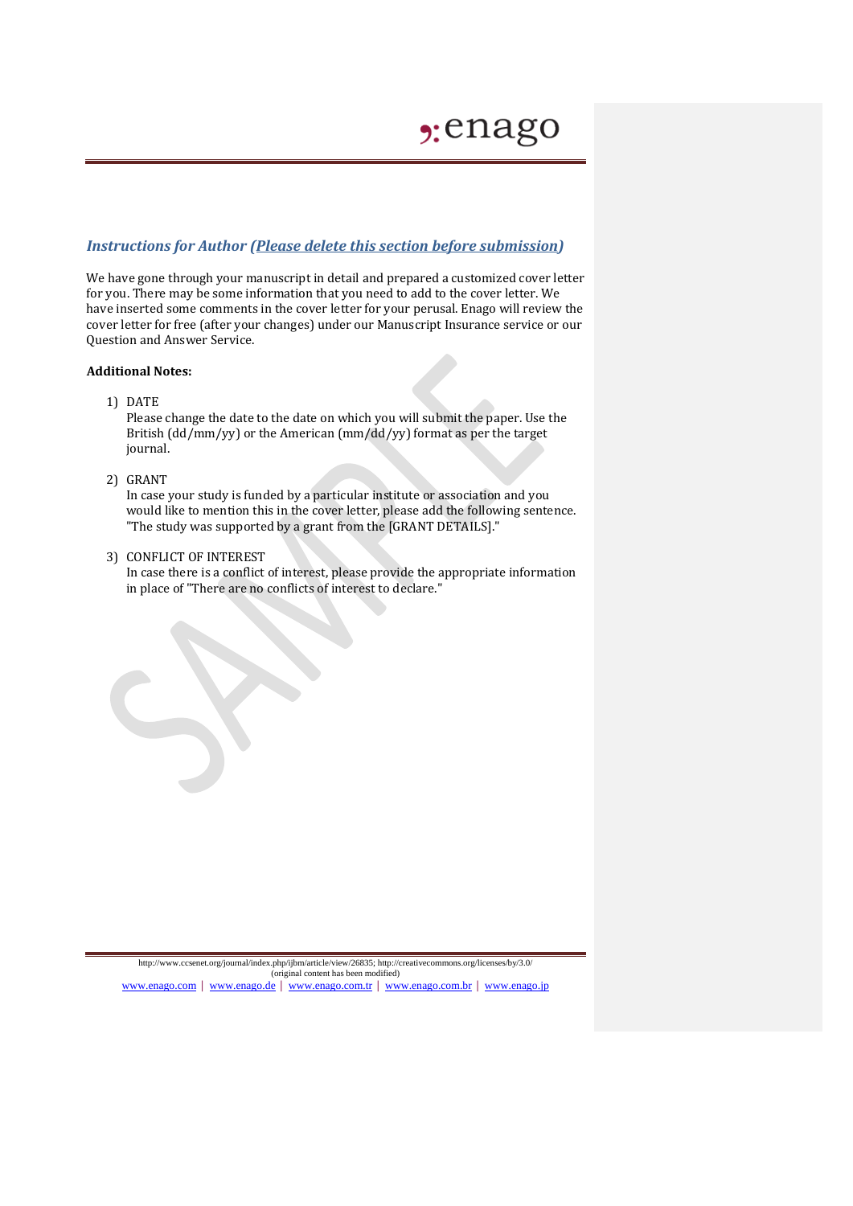## *Instructions for Author (Please delete this section before submission)*

We have gone through your manuscript in detail and prepared a customized cover letter for you. There may be some information that you need to add to the cover letter. We have inserted some comments in the cover letter for your perusal. Enago will review the cover letter for free (after your changes) under our Manuscript Insurance service or our Question and Answer Service.

**Additional Notes:**

1) DATE
   Please change the date to the date on which you will submit the paper. Use the British (dd/mm/yy) or the American (mm/dd/yy) format as per the target journal.

2) GRANT
   In case your study is funded by a particular institute or association and you would like to mention this in the cover letter, please add the following sentence. "The study was supported by a grant from the [GRANT DETAILS]."

3) CONFLICT OF INTEREST
   In case there is a conflict of interest, please provide the appropriate information in place of "There are no conflicts of interest to declare."